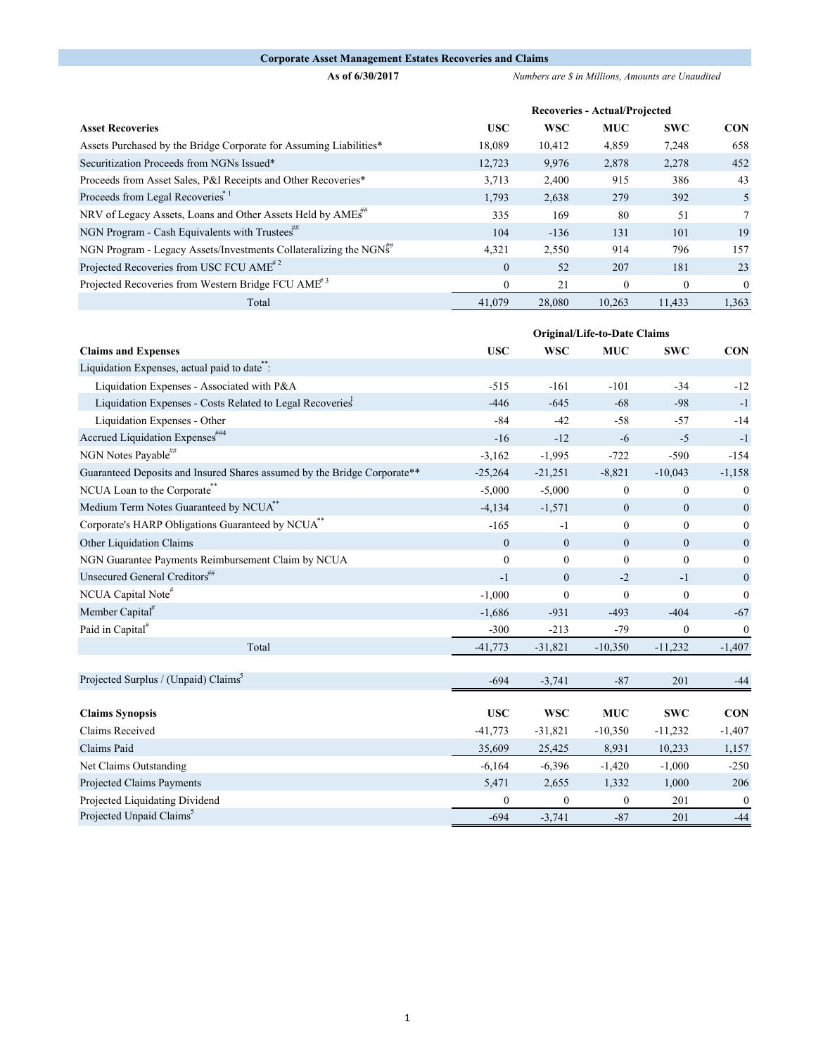**Corporate Asset Management Estates Recoveries and Claims**

**As of 6/30/2017**

*Numbers are $ in Millions, Amounts are Unaudited*

| | Recoveries - Actual/Projected | | | | |
|---|---|---|---|---|---|
| **Asset Recoveries** | **USC** | **WSC** | **MUC** | **SWC** | **CON** |
| Assets Purchased by the Bridge Corporate for Assuming Liabilities* | 18,089 | 10,412 | 4,859 | 7,248 | 658 |
| Securitization Proceeds from NGNs Issued* | 12,723 | 9,976 | 2,878 | 2,278 | 452 |
| Proceeds from Asset Sales, P&I Receipts and Other Recoveries* | 3,713 | 2,400 | 915 | 386 | 43 |
| Proceeds from Legal Recoveries* [1] | 1,793 | 2,638 | 279 | 392 | 5 |
| NRV of Legacy Assets, Loans and Other Assets Held by AMEs## | 335 | 169 | 80 | 51 | 7 |
| NGN Program - Cash Equivalents with Trustees## | 104 | -136 | 131 | 101 | 19 |
| NGN Program - Legacy Assets/Investments Collateralizing the NGNs## | 4,321 | 2,550 | 914 | 796 | 157 |
| Projected Recoveries from USC FCU AME# [2] | 0 | 52 | 207 | 181 | 23 |
| Projected Recoveries from Western Bridge FCU AME# [3] | 0 | 21 | 0 | 0 | 0 |
| Total | 41,079 | 28,080 | 10,263 | 11,433 | 1,363 |

| | Original/Life-to-Date Claims | | | | |
|---|---|---|---|---|---|
| **Claims and Expenses** | **USC** | **WSC** | **MUC** | **SWC** | **CON** |
| Liquidation Expenses, actual paid to date**: | | | | | |
| Liquidation Expenses - Associated with P&A | -515 | -161 | -101 | -34 | -12 |
| Liquidation Expenses - Costs Related to Legal Recoveries[1] | -446 | -645 | -68 | -98 | -1 |
| Liquidation Expenses - Other | -84 | -42 | -58 | -57 | -14 |
| Accrued Liquidation Expenses## [4] | -16 | -12 | -6 | -5 | -1 |
| NGN Notes Payable## | -3,162 | -1,995 | -722 | -590 | -154 |
| Guaranteed Deposits and Insured Shares assumed by the Bridge Corporate** | -25,264 | -21,251 | -8,821 | -10,043 | -1,158 |
| NCUA Loan to the Corporate** | -5,000 | -5,000 | 0 | 0 | 0 |
| Medium Term Notes Guaranteed by NCUA** | -4,134 | -1,571 | 0 | 0 | 0 |
| Corporate's HARP Obligations Guaranteed by NCUA** | -165 | -1 | 0 | 0 | 0 |
| Other Liquidation Claims | 0 | 0 | 0 | 0 | 0 |
| NGN Guarantee Payments Reimbursement Claim by NCUA | 0 | 0 | 0 | 0 | 0 |
| Unsecured General Creditors## | -1 | 0 | -2 | -1 | 0 |
| NCUA Capital Note# | -1,000 | 0 | 0 | 0 | 0 |
| Member Capital# | -1,686 | -931 | -493 | -404 | -67 |
| Paid in Capital# | -300 | -213 | -79 | 0 | 0 |
| Total | -41,773 | -31,821 | -10,350 | -11,232 | -1,407 |
| | | | | | |
| Projected Surplus / (Unpaid) Claims[5] | -694 | -3,741 | -87 | 201 | -44 |

| **Claims Synopsis** | **USC** | **WSC** | **MUC** | **SWC** | **CON** |
|---|---|---|---|---|---|
| Claims Received | -41,773 | -31,821 | -10,350 | -11,232 | -1,407 |
| Claims Paid | 35,609 | 25,425 | 8,931 | 10,233 | 1,157 |
| Net Claims Outstanding | -6,164 | -6,396 | -1,420 | -1,000 | -250 |
| Projected Claims Payments | 5,471 | 2,655 | 1,332 | 1,000 | 206 |
| Projected Liquidating Dividend | 0 | 0 | 0 | 201 | 0 |
| Projected Unpaid Claims[5] | -694 | -3,741 | -87 | 201 | -44 |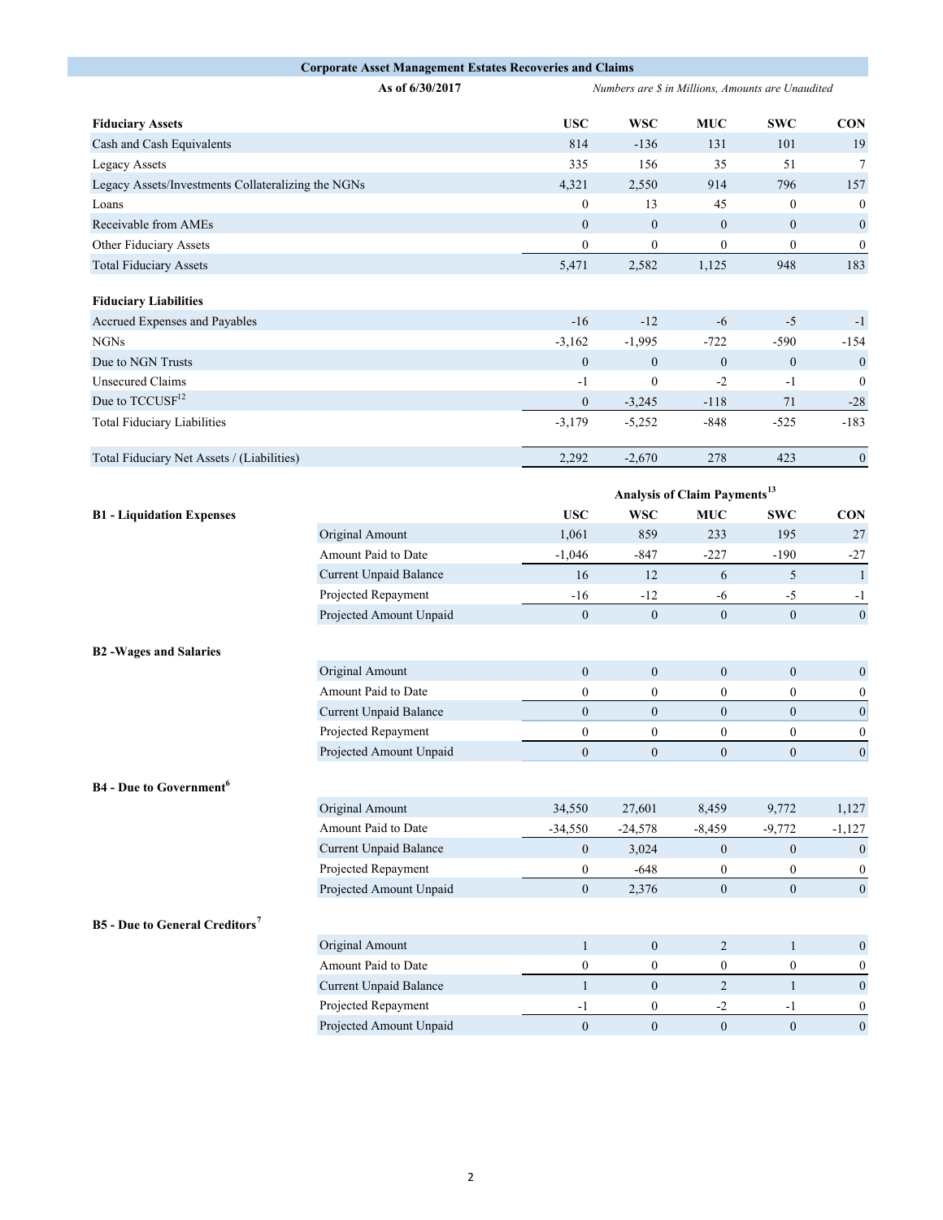## Corporate Asset Management Estates Recoveries and Claims

**As of 6/30/2017**

*Numbers are $ in Millions, Amounts are Unaudited*

| **Fiduciary Assets** | **USC** | **WSC** | **MUC** | **SWC** | **CON** |
|---|---|---|---|---|---|
| Cash and Cash Equivalents | 814 | -136 | 131 | 101 | 19 |
| Legacy Assets | 335 | 156 | 35 | 51 | 7 |
| Legacy Assets/Investments Collateralizing the NGNs | 4,321 | 2,550 | 914 | 796 | 157 |
| Loans | 0 | 13 | 45 | 0 | 0 |
| Receivable from AMEs | 0 | 0 | 0 | 0 | 0 |
| Other Fiduciary Assets | 0 | 0 | 0 | 0 | 0 |
| Total Fiduciary Assets | 5,471 | 2,582 | 1,125 | 948 | 183 |
| | | | | | |
| **Fiduciary Liabilities** | | | | | |
| Accrued Expenses and Payables | -16 | -12 | -6 | -5 | -1 |
| NGNs | -3,162 | -1,995 | -722 | -590 | -154 |
| Due to NGN Trusts | 0 | 0 | 0 | 0 | 0 |
| Unsecured Claims | -1 | 0 | -2 | -1 | 0 |
| Due to TCCUSF[12] | 0 | -3,245 | -118 | 71 | -28 |
| Total Fiduciary Liabilities | -3,179 | -5,252 | -848 | -525 | -183 |
| | | | | | |
| Total Fiduciary Net Assets / (Liabilities) | 2,292 | -2,670 | 278 | 423 | 0 |

**Analysis of Claim Payments[13]**

| | | **USC** | **WSC** | **MUC** | **SWC** | **CON** |
|---|---|---|---|---|---|---|
| **B1 - Liquidation Expenses** | Original Amount | 1,061 | 859 | 233 | 195 | 27 |
| | Amount Paid to Date | -1,046 | -847 | -227 | -190 | -27 |
| | Current Unpaid Balance | 16 | 12 | 6 | 5 | 1 |
| | Projected Repayment | -16 | -12 | -6 | -5 | -1 |
| | Projected Amount Unpaid | 0 | 0 | 0 | 0 | 0 |
| **B2 -Wages and Salaries** | Original Amount | 0 | 0 | 0 | 0 | 0 |
| | Amount Paid to Date | 0 | 0 | 0 | 0 | 0 |
| | Current Unpaid Balance | 0 | 0 | 0 | 0 | 0 |
| | Projected Repayment | 0 | 0 | 0 | 0 | 0 |
| | Projected Amount Unpaid | 0 | 0 | 0 | 0 | 0 |
| **B4 - Due to Government[6]** | Original Amount | 34,550 | 27,601 | 8,459 | 9,772 | 1,127 |
| | Amount Paid to Date | -34,550 | -24,578 | -8,459 | -9,772 | -1,127 |
| | Current Unpaid Balance | 0 | 3,024 | 0 | 0 | 0 |
| | Projected Repayment | 0 | -648 | 0 | 0 | 0 |
| | Projected Amount Unpaid | 0 | 2,376 | 0 | 0 | 0 |
| **B5 - Due to General Creditors[7]** | Original Amount | 1 | 0 | 2 | 1 | 0 |
| | Amount Paid to Date | 0 | 0 | 0 | 0 | 0 |
| | Current Unpaid Balance | 1 | 0 | 2 | 1 | 0 |
| | Projected Repayment | -1 | 0 | -2 | -1 | 0 |
| | Projected Amount Unpaid | 0 | 0 | 0 | 0 | 0 |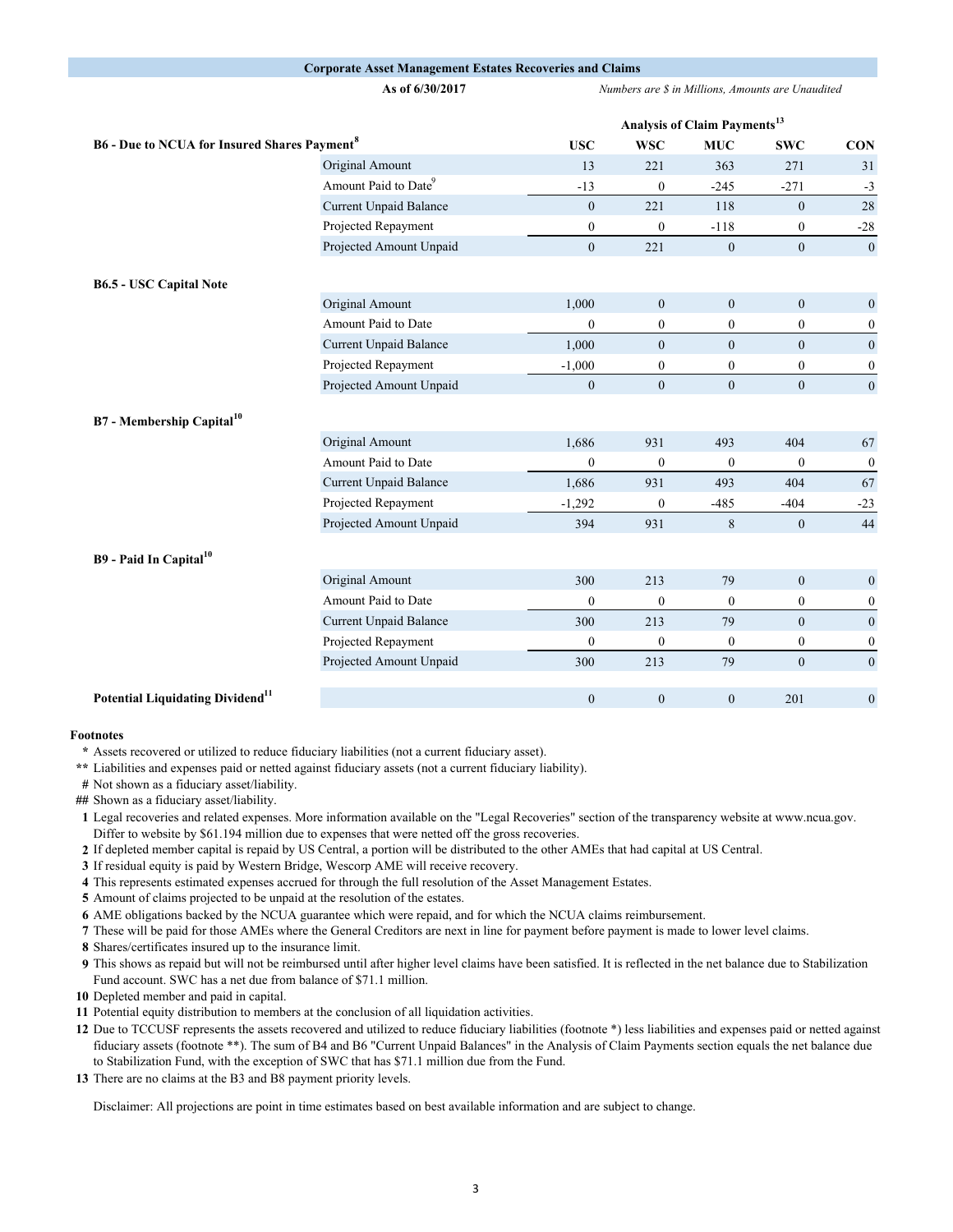## Corporate Asset Management Estates Recoveries and Claims

**As of 6/30/2017**

*Numbers are $ in Millions, Amounts are Unaudited*

| | | Analysis of Claim Payments[13] | | | | |
|---|---|---|---|---|---|---|
| | | **USC** | **WSC** | **MUC** | **SWC** | **CON** |
| **B6 - Due to NCUA for Insured Shares Payment[8]** | | | | | | |
| | Original Amount | 13 | 221 | 363 | 271 | 31 |
| | Amount Paid to Date[9] | -13 | 0 | -245 | -271 | -3 |
| | Current Unpaid Balance | 0 | 221 | 118 | 0 | 28 |
| | Projected Repayment | 0 | 0 | -118 | 0 | -28 |
| | Projected Amount Unpaid | 0 | 221 | 0 | 0 | 0 |
| **B6.5 - USC Capital Note** | | | | | | |
| | Original Amount | 1,000 | 0 | 0 | 0 | 0 |
| | Amount Paid to Date | 0 | 0 | 0 | 0 | 0 |
| | Current Unpaid Balance | 1,000 | 0 | 0 | 0 | 0 |
| | Projected Repayment | -1,000 | 0 | 0 | 0 | 0 |
| | Projected Amount Unpaid | 0 | 0 | 0 | 0 | 0 |
| **B7 - Membership Capital[10]** | | | | | | |
| | Original Amount | 1,686 | 931 | 493 | 404 | 67 |
| | Amount Paid to Date | 0 | 0 | 0 | 0 | 0 |
| | Current Unpaid Balance | 1,686 | 931 | 493 | 404 | 67 |
| | Projected Repayment | -1,292 | 0 | -485 | -404 | -23 |
| | Projected Amount Unpaid | 394 | 931 | 8 | 0 | 44 |
| **B9 - Paid In Capital[10]** | | | | | | |
| | Original Amount | 300 | 213 | 79 | 0 | 0 |
| | Amount Paid to Date | 0 | 0 | 0 | 0 | 0 |
| | Current Unpaid Balance | 300 | 213 | 79 | 0 | 0 |
| | Projected Repayment | 0 | 0 | 0 | 0 | 0 |
| | Projected Amount Unpaid | 300 | 213 | 79 | 0 | 0 |
| **Potential Liquidating Dividend[11]** | | 0 | 0 | 0 | 201 | 0 |

**Footnotes**

\* Assets recovered or utilized to reduce fiduciary liabilities (not a current fiduciary asset).

** Liabilities and expenses paid or netted against fiduciary assets (not a current fiduciary liability).

\# Not shown as a fiduciary asset/liability.

\## Shown as a fiduciary asset/liability.

1 Legal recoveries and related expenses. More information available on the "Legal Recoveries" section of the transparency website at www.ncua.gov. Differ to website by $61.194 million due to expenses that were netted off the gross recoveries.

2 If depleted member capital is repaid by US Central, a portion will be distributed to the other AMEs that had capital at US Central.

3 If residual equity is paid by Western Bridge, Wescorp AME will receive recovery.

4 This represents estimated expenses accrued for through the full resolution of the Asset Management Estates.

5 Amount of claims projected to be unpaid at the resolution of the estates.

6 AME obligations backed by the NCUA guarantee which were repaid, and for which the NCUA claims reimbursement.

7 These will be paid for those AMEs where the General Creditors are next in line for payment before payment is made to lower level claims.

8 Shares/certificates insured up to the insurance limit.

9 This shows as repaid but will not be reimbursed until after higher level claims have been satisfied. It is reflected in the net balance due to Stabilization Fund account. SWC has a net due from balance of $71.1 million.

10 Depleted member and paid in capital.

11 Potential equity distribution to members at the conclusion of all liquidation activities.

12 Due to TCCUSF represents the assets recovered and utilized to reduce fiduciary liabilities (footnote *) less liabilities and expenses paid or netted against fiduciary assets (footnote **). The sum of B4 and B6 "Current Unpaid Balances" in the Analysis of Claim Payments section equals the net balance due to Stabilization Fund, with the exception of SWC that has $71.1 million due from the Fund.

13 There are no claims at the B3 and B8 payment priority levels.

Disclaimer: All projections are point in time estimates based on best available information and are subject to change.